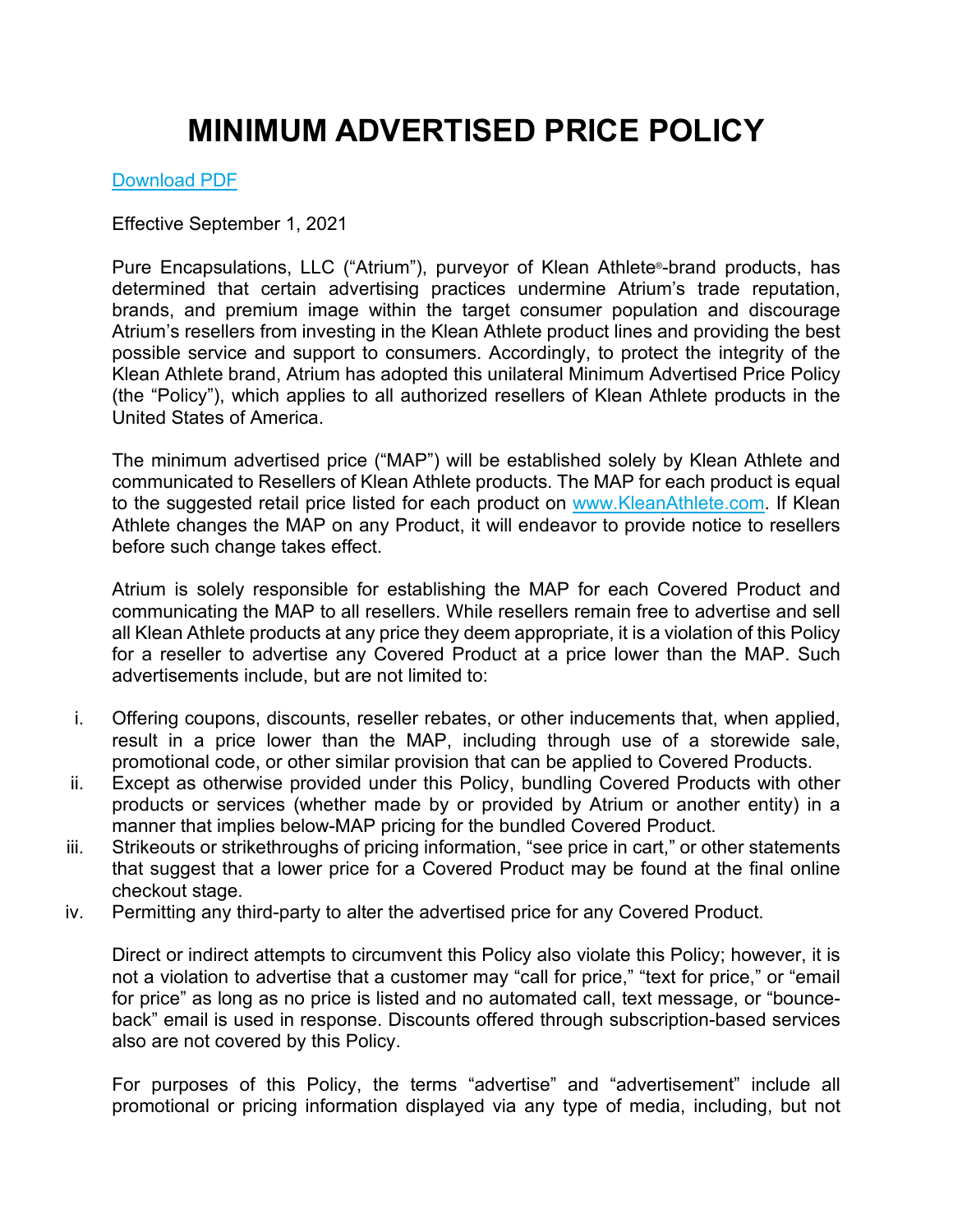# MINIMUM ADVERTISED PRICE POLICY

[Download PDF](Download PDF)

Effective September 1, 2021

Pure Encapsulations, LLC ("Atrium"), purveyor of Klean Athlete®-brand products, has determined that certain advertising practices undermine Atrium's trade reputation, brands, and premium image within the target consumer population and discourage Atrium's resellers from investing in the Klean Athlete product lines and providing the best possible service and support to consumers. Accordingly, to protect the integrity of the Klean Athlete brand, Atrium has adopted this unilateral Minimum Advertised Price Policy (the "Policy"), which applies to all authorized resellers of Klean Athlete products in the United States of America.

The minimum advertised price ("MAP") will be established solely by Klean Athlete and communicated to Resellers of Klean Athlete products. The MAP for each product is equal to the suggested retail price listed for each product on www.KleanAthlete.com. If Klean Athlete changes the MAP on any Product, it will endeavor to provide notice to resellers before such change takes effect.

Atrium is solely responsible for establishing the MAP for each Covered Product and communicating the MAP to all resellers. While resellers remain free to advertise and sell all Klean Athlete products at any price they deem appropriate, it is a violation of this Policy for a reseller to advertise any Covered Product at a price lower than the MAP. Such advertisements include, but are not limited to:

i. Offering coupons, discounts, reseller rebates, or other inducements that, when applied, result in a price lower than the MAP, including through use of a storewide sale, promotional code, or other similar provision that can be applied to Covered Products.
ii. Except as otherwise provided under this Policy, bundling Covered Products with other products or services (whether made by or provided by Atrium or another entity) in a manner that implies below-MAP pricing for the bundled Covered Product.
iii. Strikeouts or strikethroughs of pricing information, "see price in cart," or other statements that suggest that a lower price for a Covered Product may be found at the final online checkout stage.
iv. Permitting any third-party to alter the advertised price for any Covered Product.

Direct or indirect attempts to circumvent this Policy also violate this Policy; however, it is not a violation to advertise that a customer may "call for price," "text for price," or "email for price" as long as no price is listed and no automated call, text message, or "bounce-back" email is used in response. Discounts offered through subscription-based services also are not covered by this Policy.

For purposes of this Policy, the terms "advertise" and "advertisement" include all promotional or pricing information displayed via any type of media, including, but not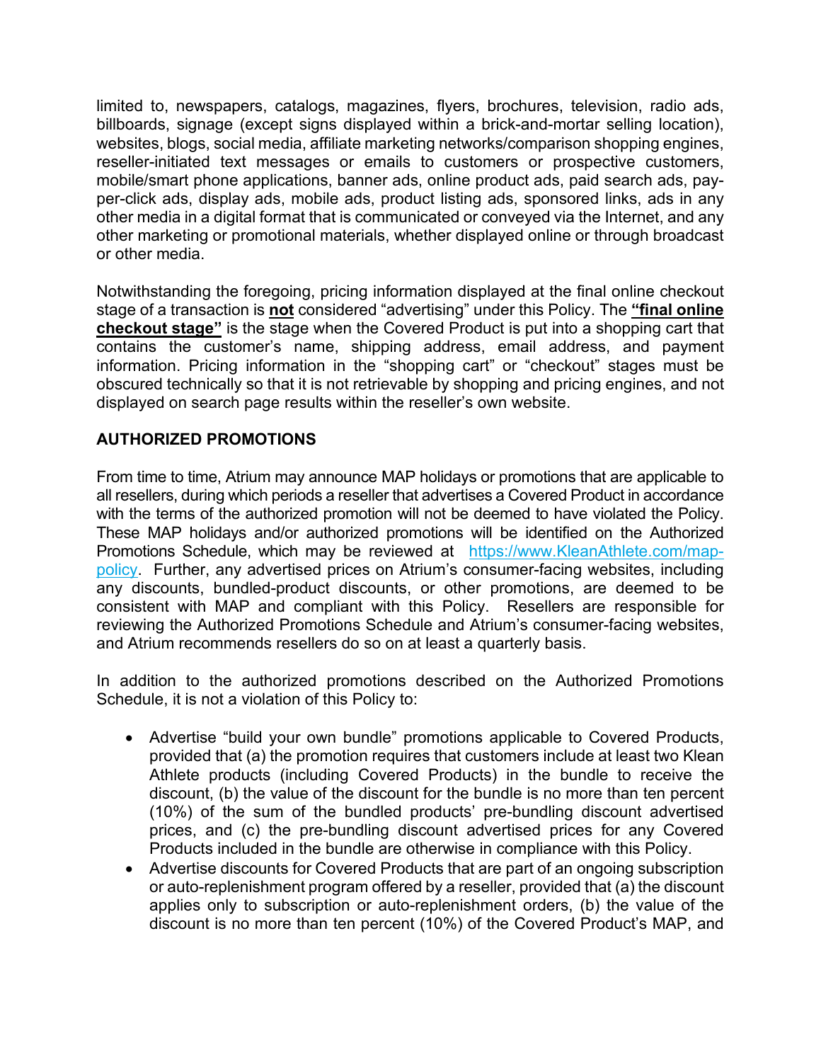limited to, newspapers, catalogs, magazines, flyers, brochures, television, radio ads, billboards, signage (except signs displayed within a brick-and-mortar selling location), websites, blogs, social media, affiliate marketing networks/comparison shopping engines, reseller-initiated text messages or emails to customers or prospective customers, mobile/smart phone applications, banner ads, online product ads, paid search ads, pay-per-click ads, display ads, mobile ads, product listing ads, sponsored links, ads in any other media in a digital format that is communicated or conveyed via the Internet, and any other marketing or promotional materials, whether displayed online or through broadcast or other media.

Notwithstanding the foregoing, pricing information displayed at the final online checkout stage of a transaction is **not** considered "advertising" under this Policy. The **"final online checkout stage"** is the stage when the Covered Product is put into a shopping cart that contains the customer's name, shipping address, email address, and payment information. Pricing information in the "shopping cart" or "checkout" stages must be obscured technically so that it is not retrievable by shopping and pricing engines, and not displayed on search page results within the reseller's own website.

**AUTHORIZED PROMOTIONS**

From time to time, Atrium may announce MAP holidays or promotions that are applicable to all resellers, during which periods a reseller that advertises a Covered Product in accordance with the terms of the authorized promotion will not be deemed to have violated the Policy. These MAP holidays and/or authorized promotions will be identified on the Authorized Promotions Schedule, which may be reviewed at [https://www.KleanAthlete.com/map-policy](https://www.KleanAthlete.com/map-policy). Further, any advertised prices on Atrium's consumer-facing websites, including any discounts, bundled-product discounts, or other promotions, are deemed to be consistent with MAP and compliant with this Policy. Resellers are responsible for reviewing the Authorized Promotions Schedule and Atrium's consumer-facing websites, and Atrium recommends resellers do so on at least a quarterly basis.

In addition to the authorized promotions described on the Authorized Promotions Schedule, it is not a violation of this Policy to:

- Advertise "build your own bundle" promotions applicable to Covered Products, provided that (a) the promotion requires that customers include at least two Klean Athlete products (including Covered Products) in the bundle to receive the discount, (b) the value of the discount for the bundle is no more than ten percent (10%) of the sum of the bundled products' pre-bundling discount advertised prices, and (c) the pre-bundling discount advertised prices for any Covered Products included in the bundle are otherwise in compliance with this Policy.
- Advertise discounts for Covered Products that are part of an ongoing subscription or auto-replenishment program offered by a reseller, provided that (a) the discount applies only to subscription or auto-replenishment orders, (b) the value of the discount is no more than ten percent (10%) of the Covered Product's MAP, and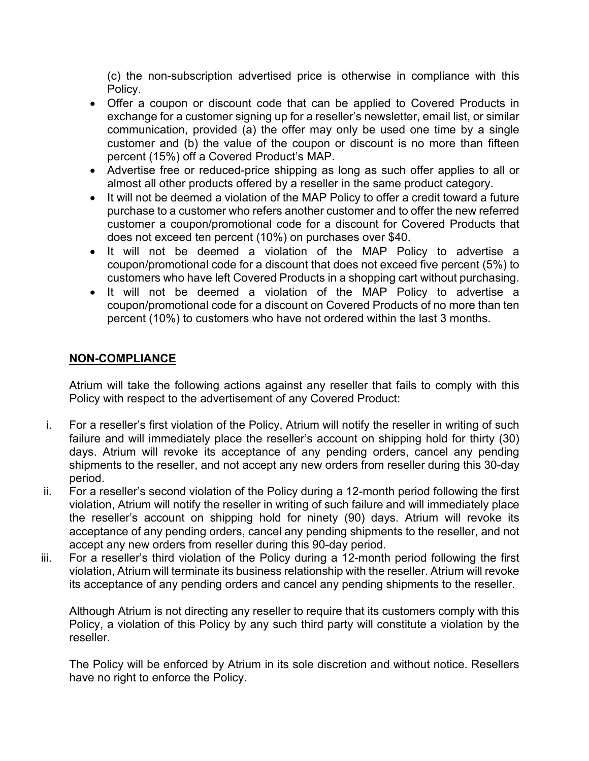(c) the non-subscription advertised price is otherwise in compliance with this Policy.

- Offer a coupon or discount code that can be applied to Covered Products in exchange for a customer signing up for a reseller's newsletter, email list, or similar communication, provided (a) the offer may only be used one time by a single customer and (b) the value of the coupon or discount is no more than fifteen percent (15%) off a Covered Product's MAP.
- Advertise free or reduced-price shipping as long as such offer applies to all or almost all other products offered by a reseller in the same product category.
- It will not be deemed a violation of the MAP Policy to offer a credit toward a future purchase to a customer who refers another customer and to offer the new referred customer a coupon/promotional code for a discount for Covered Products that does not exceed ten percent (10%) on purchases over $40.
- It will not be deemed a violation of the MAP Policy to advertise a coupon/promotional code for a discount that does not exceed five percent (5%) to customers who have left Covered Products in a shopping cart without purchasing.
- It will not be deemed a violation of the MAP Policy to advertise a coupon/promotional code for a discount on Covered Products of no more than ten percent (10%) to customers who have not ordered within the last 3 months.

## **NON-COMPLIANCE**

Atrium will take the following actions against any reseller that fails to comply with this Policy with respect to the advertisement of any Covered Product:

i. For a reseller's first violation of the Policy, Atrium will notify the reseller in writing of such failure and will immediately place the reseller's account on shipping hold for thirty (30) days. Atrium will revoke its acceptance of any pending orders, cancel any pending shipments to the reseller, and not accept any new orders from reseller during this 30-day period.

ii. For a reseller's second violation of the Policy during a 12-month period following the first violation, Atrium will notify the reseller in writing of such failure and will immediately place the reseller's account on shipping hold for ninety (90) days. Atrium will revoke its acceptance of any pending orders, cancel any pending shipments to the reseller, and not accept any new orders from reseller during this 90-day period.

iii. For a reseller's third violation of the Policy during a 12-month period following the first violation, Atrium will terminate its business relationship with the reseller. Atrium will revoke its acceptance of any pending orders and cancel any pending shipments to the reseller.

Although Atrium is not directing any reseller to require that its customers comply with this Policy, a violation of this Policy by any such third party will constitute a violation by the reseller.

The Policy will be enforced by Atrium in its sole discretion and without notice. Resellers have no right to enforce the Policy.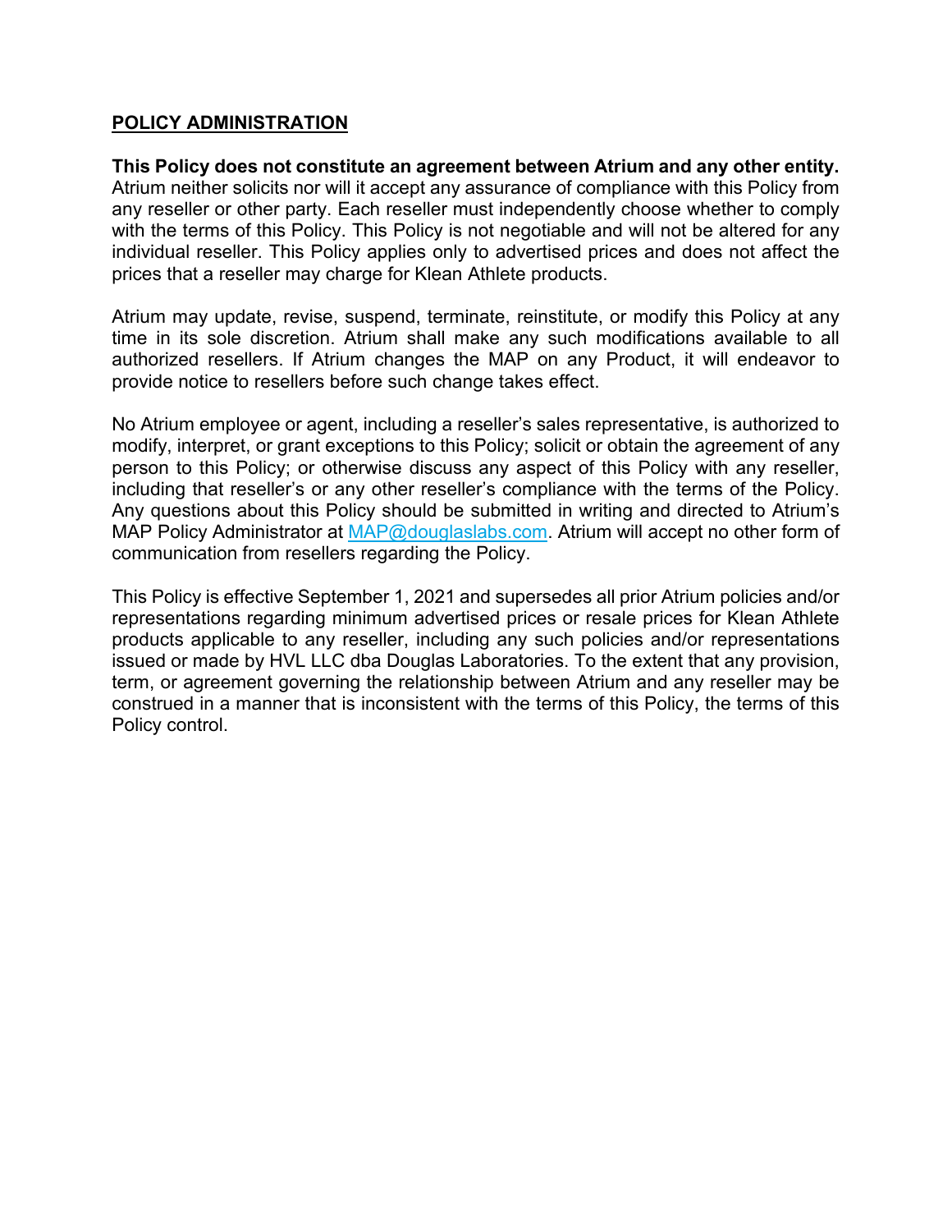## POLICY ADMINISTRATION

**This Policy does not constitute an agreement between Atrium and any other entity.** Atrium neither solicits nor will it accept any assurance of compliance with this Policy from any reseller or other party. Each reseller must independently choose whether to comply with the terms of this Policy. This Policy is not negotiable and will not be altered for any individual reseller. This Policy applies only to advertised prices and does not affect the prices that a reseller may charge for Klean Athlete products.

Atrium may update, revise, suspend, terminate, reinstitute, or modify this Policy at any time in its sole discretion. Atrium shall make any such modifications available to all authorized resellers. If Atrium changes the MAP on any Product, it will endeavor to provide notice to resellers before such change takes effect.

No Atrium employee or agent, including a reseller's sales representative, is authorized to modify, interpret, or grant exceptions to this Policy; solicit or obtain the agreement of any person to this Policy; or otherwise discuss any aspect of this Policy with any reseller, including that reseller's or any other reseller's compliance with the terms of the Policy. Any questions about this Policy should be submitted in writing and directed to Atrium's MAP Policy Administrator at MAP@douglaslabs.com. Atrium will accept no other form of communication from resellers regarding the Policy.

This Policy is effective September 1, 2021 and supersedes all prior Atrium policies and/or representations regarding minimum advertised prices or resale prices for Klean Athlete products applicable to any reseller, including any such policies and/or representations issued or made by HVL LLC dba Douglas Laboratories. To the extent that any provision, term, or agreement governing the relationship between Atrium and any reseller may be construed in a manner that is inconsistent with the terms of this Policy, the terms of this Policy control.